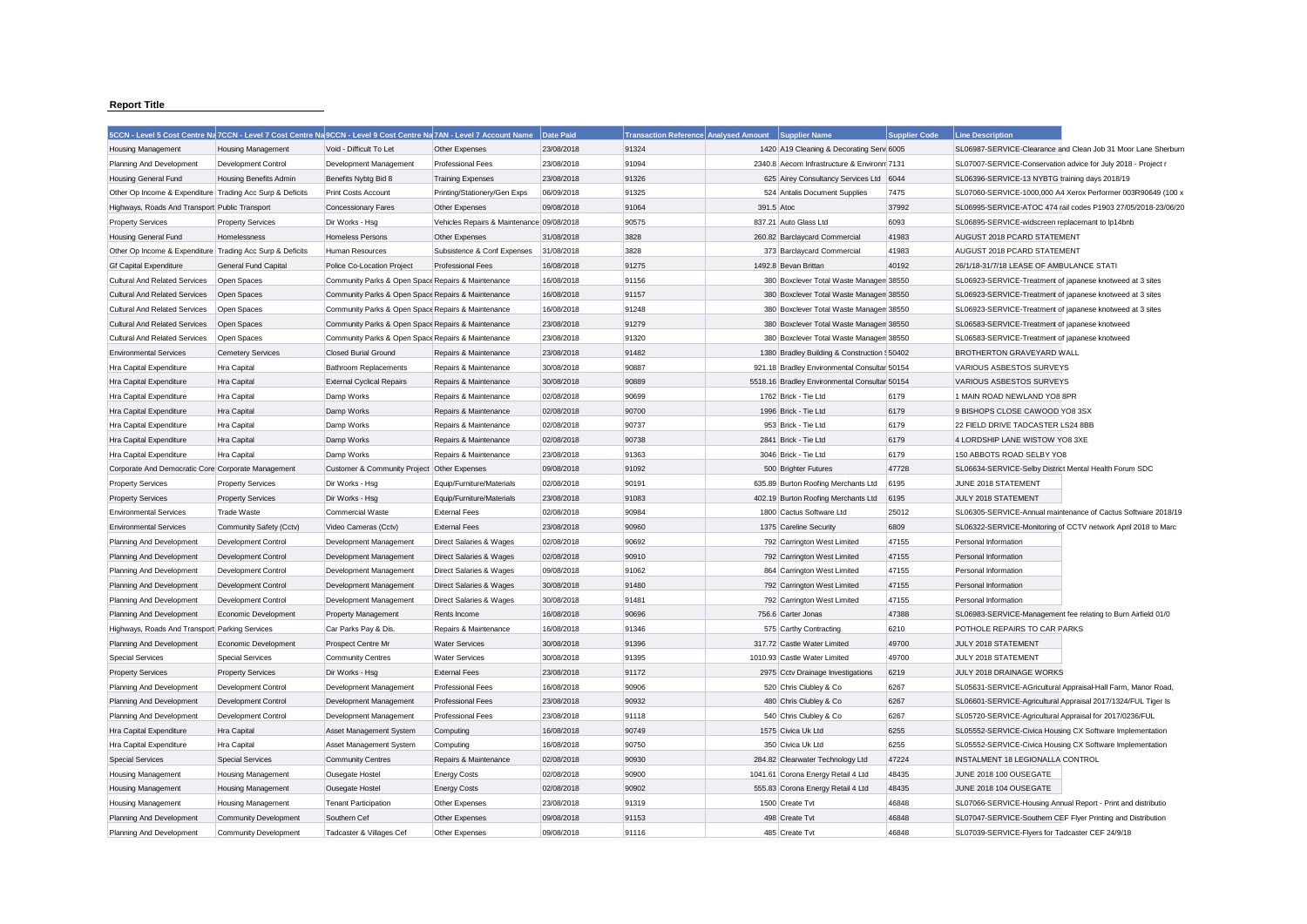**Report Title**

| 5CCN - Level 5 Cost Centre Na | 7CCN - Level 7 Cost Centre Na | 9CCN - Level 9 Cost Centre Na | 7AN - Level 7 Account Name | Date Paid | Transaction Reference | Analysed Amount | Supplier Name | Supplier Code | Line Description |
|---|---|---|---|---|---|---|---|---|---|
| Housing Management | Housing Management | Void - Difficult To Let | Other Expenses | 23/08/2018 | 91324 | 1420 | A19 Cleaning & Decorating Serv | 6005 | SL06987-SERVICE-Clearance and Clean Job 31 Moor Lane Sherburn |
| Planning And Development | Development Control | Development Management | Professional Fees | 23/08/2018 | 91094 | 2340.8 | Aecom Infrastructure & Environm | 7131 | SL07007-SERVICE-Conservation advice for July 2018 - Project r |
| Housing General Fund | Housing Benefits Admin | Benefits Nybtg Bid 8 | Training Expenses | 23/08/2018 | 91326 | 625 | Airey Consultancy Services Ltd | 6044 | SL06396-SERVICE-13 NYBTG training days 2018/19 |
| Other Op Income & Expenditure | Trading Acc Surp & Deficits | Print Costs Account | Printing/Stationery/Gen Exps | 06/09/2018 | 91325 | 524 | Antalis Document Supplies | 7475 | SL07060-SERVICE-1000,000 A4 Xerox Performer 003R90649 (100 x |
| Highways, Roads And Transport | Public Transport | Concessionary Fares | Other Expenses | 09/08/2018 | 91064 | 391.5 | Atoc | 37992 | SL06995-SERVICE-ATOC 474 rail codes P1903 27/05/2018-23/06/20 |
| Property Services | Property Services | Dir Works - Hsg | Vehicles Repairs & Maintenance | 09/08/2018 | 90575 | 837.21 | Auto Glass Ltd | 6093 | SL06895-SERVICE-widscreen replacemant to lp14bnb |
| Housing General Fund | Homelessness | Homeless Persons | Other Expenses | 31/08/2018 | 3828 | 260.82 | Barclaycard Commercial | 41983 | AUGUST 2018 PCARD STATEMENT |
| Other Op Income & Expenditure | Trading Acc Surp & Deficits | Human Resources | Subsistence & Conf Expenses | 31/08/2018 | 3828 | 373 | Barclaycard Commercial | 41983 | AUGUST 2018 PCARD STATEMENT |
| Gf Capital Expenditure | General Fund Capital | Police Co-Location Project | Professional Fees | 16/08/2018 | 91275 | 1492.8 | Bevan Brittan | 40192 | 26/1/18-31/7/18 LEASE OF AMBULANCE STATI |
| Cultural And Related Services | Open Spaces | Community Parks & Open Space | Repairs & Maintenance | 16/08/2018 | 91156 | 380 | Boxclever Total Waste Managem | 38550 | SL06923-SERVICE-Treatment of japanese knotweed at 3 sites |
| Cultural And Related Services | Open Spaces | Community Parks & Open Space | Repairs & Maintenance | 16/08/2018 | 91157 | 380 | Boxclever Total Waste Managem | 38550 | SL06923-SERVICE-Treatment of japanese knotweed at 3 sites |
| Cultural And Related Services | Open Spaces | Community Parks & Open Space | Repairs & Maintenance | 16/08/2018 | 91248 | 380 | Boxclever Total Waste Managem | 38550 | SL06923-SERVICE-Treatment of japanese knotweed at 3 sites |
| Cultural And Related Services | Open Spaces | Community Parks & Open Space | Repairs & Maintenance | 23/08/2018 | 91279 | 380 | Boxclever Total Waste Managem | 38550 | SL06583-SERVICE-Treatment of japanese knotweed |
| Cultural And Related Services | Open Spaces | Community Parks & Open Space | Repairs & Maintenance | 23/08/2018 | 91320 | 380 | Boxclever Total Waste Managem | 38550 | SL06583-SERVICE-Treatment of japanese knotweed |
| Environmental Services | Cemetery Services | Closed Burial Ground | Repairs & Maintenance | 23/08/2018 | 91482 | 1380 | Bradley Building & Construction S | 50402 | BROTHERTON GRAVEYARD WALL |
| Hra Capital Expenditure | Hra Capital | Bathroom Replacements | Repairs & Maintenance | 30/08/2018 | 90887 | 921.18 | Bradley Environmental Consultar | 50154 | VARIOUS ASBESTOS SURVEYS |
| Hra Capital Expenditure | Hra Capital | External Cyclical Repairs | Repairs & Maintenance | 30/08/2018 | 90889 | 5518.16 | Bradley Environmental Consultar | 50154 | VARIOUS ASBESTOS SURVEYS |
| Hra Capital Expenditure | Hra Capital | Damp Works | Repairs & Maintenance | 02/08/2018 | 90699 | 1762 | Brick - Tie Ltd | 6179 | 1 MAIN ROAD NEWLAND YO8 8PR |
| Hra Capital Expenditure | Hra Capital | Damp Works | Repairs & Maintenance | 02/08/2018 | 90700 | 1996 | Brick - Tie Ltd | 6179 | 9 BISHOPS CLOSE CAWOOD YO8 3SX |
| Hra Capital Expenditure | Hra Capital | Damp Works | Repairs & Maintenance | 02/08/2018 | 90737 | 953 | Brick - Tie Ltd | 6179 | 22 FIELD DRIVE TADCASTER LS24 8BB |
| Hra Capital Expenditure | Hra Capital | Damp Works | Repairs & Maintenance | 02/08/2018 | 90738 | 2841 | Brick - Tie Ltd | 6179 | 4 LORDSHIP LANE WISTOW YO8 3XE |
| Hra Capital Expenditure | Hra Capital | Damp Works | Repairs & Maintenance | 23/08/2018 | 91363 | 3046 | Brick - Tie Ltd | 6179 | 150 ABBOTS ROAD SELBY YO8 |
| Corporate And Democratic Core | Corporate Management | Customer & Community Project | Other Expenses | 09/08/2018 | 91092 | 500 | Brighter Futures | 47728 | SL06634-SERVICE-Selby District Mental Health Forum SDC |
| Property Services | Property Services | Dir Works - Hsg | Equip/Furniture/Materials | 02/08/2018 | 90191 | 635.89 | Burton Roofing Merchants Ltd | 6195 | JUNE 2018 STATEMENT |
| Property Services | Property Services | Dir Works - Hsg | Equip/Furniture/Materials | 23/08/2018 | 91083 | 402.19 | Burton Roofing Merchants Ltd | 6195 | JULY 2018 STATEMENT |
| Environmental Services | Trade Waste | Commercial Waste | External Fees | 02/08/2018 | 90984 | 1800 | Cactus Software Ltd | 25012 | SL06305-SERVICE-Annual maintenance of Cactus Software 2018/19 |
| Environmental Services | Community Safety (Cctv) | Video Cameras (Cctv) | External Fees | 23/08/2018 | 90960 | 1375 | Careline Security | 6809 | SL06322-SERVICE-Monitoring of CCTV network April 2018 to Marc |
| Planning And Development | Development Control | Development Management | Direct Salaries & Wages | 02/08/2018 | 90692 | 792 | Carrington West Limited | 47155 | Personal Information |
| Planning And Development | Development Control | Development Management | Direct Salaries & Wages | 02/08/2018 | 90910 | 792 | Carrington West Limited | 47155 | Personal Information |
| Planning And Development | Development Control | Development Management | Direct Salaries & Wages | 09/08/2018 | 91062 | 864 | Carrington West Limited | 47155 | Personal Information |
| Planning And Development | Development Control | Development Management | Direct Salaries & Wages | 30/08/2018 | 91480 | 792 | Carrington West Limited | 47155 | Personal Information |
| Planning And Development | Development Control | Development Management | Direct Salaries & Wages | 30/08/2018 | 91481 | 792 | Carrington West Limited | 47155 | Personal Information |
| Planning And Development | Economic Development | Property Management | Rents Income | 16/08/2018 | 90696 | 756.6 | Carter Jonas | 47388 | SL06983-SERVICE-Management fee relating to Burn Airfield 01/0 |
| Highways, Roads And Transport | Parking Services | Car Parks Pay & Dis. | Repairs & Maintenance | 16/08/2018 | 91346 | 575 | Carthy Contracting | 6210 | POTHOLE REPAIRS TO CAR PARKS |
| Planning And Development | Economic Development | Prospect Centre Mr | Water Services | 30/08/2018 | 91396 | 317.72 | Castle Water Limited | 49700 | JULY 2018 STATEMENT |
| Special Services | Special Services | Community Centres | Water Services | 30/08/2018 | 91395 | 1010.93 | Castle Water Limited | 49700 | JULY 2018 STATEMENT |
| Property Services | Property Services | Dir Works - Hsg | External Fees | 23/08/2018 | 91172 | 2975 | Cctv Drainage Investigations | 6219 | JULY 2018 DRAINAGE WORKS |
| Planning And Development | Development Control | Development Management | Professional Fees | 16/08/2018 | 90906 | 520 | Chris Clubley & Co | 6267 | SL05631-SERVICE-AGricultural Appraisal-Hall Farm, Manor Road, |
| Planning And Development | Development Control | Development Management | Professional Fees | 23/08/2018 | 90932 | 480 | Chris Clubley & Co | 6267 | SL06601-SERVICE-Agricultural Appraisal 2017/1324/FUL Tiger Is |
| Planning And Development | Development Control | Development Management | Professional Fees | 23/08/2018 | 91118 | 540 | Chris Clubley & Co | 6267 | SL05720-SERVICE-Agricultural Appraisal for 2017/0236/FUL |
| Hra Capital Expenditure | Hra Capital | Asset Management System | Computing | 16/08/2018 | 90749 | 1575 | Civica Uk Ltd | 6255 | SL05552-SERVICE-Civica Housing CX Software Implementation |
| Hra Capital Expenditure | Hra Capital | Asset Management System | Computing | 16/08/2018 | 90750 | 350 | Civica Uk Ltd | 6255 | SL05552-SERVICE-Civica Housing CX Software Implementation |
| Special Services | Special Services | Community Centres | Repairs & Maintenance | 02/08/2018 | 90930 | 284.82 | Clearwater Technology Ltd | 47224 | INSTALMENT 18 LEGIONALLA CONTROL |
| Housing Management | Housing Management | Ousegate Hostel | Energy Costs | 02/08/2018 | 90900 | 1041.61 | Corona Energy Retail 4 Ltd | 48435 | JUNE 2018 100 OUSEGATE |
| Housing Management | Housing Management | Ousegate Hostel | Energy Costs | 02/08/2018 | 90902 | 555.83 | Corona Energy Retail 4 Ltd | 48435 | JUNE 2018 104 OUSEGATE |
| Housing Management | Housing Management | Tenant Participation | Other Expenses | 23/08/2018 | 91319 | 1500 | Create Tvt | 46848 | SL07066-SERVICE-Housing Annual Report - Print and distributio |
| Planning And Development | Community Development | Southern Cef | Other Expenses | 09/08/2018 | 91153 | 498 | Create Tvt | 46848 | SL07047-SERVICE-Southern CEF Flyer Printing and Distribution |
| Planning And Development | Community Development | Tadcaster & Villages Cef | Other Expenses | 09/08/2018 | 91116 | 485 | Create Tvt | 46848 | SL07039-SERVICE-Flyers for Tadcaster CEF 24/9/18 |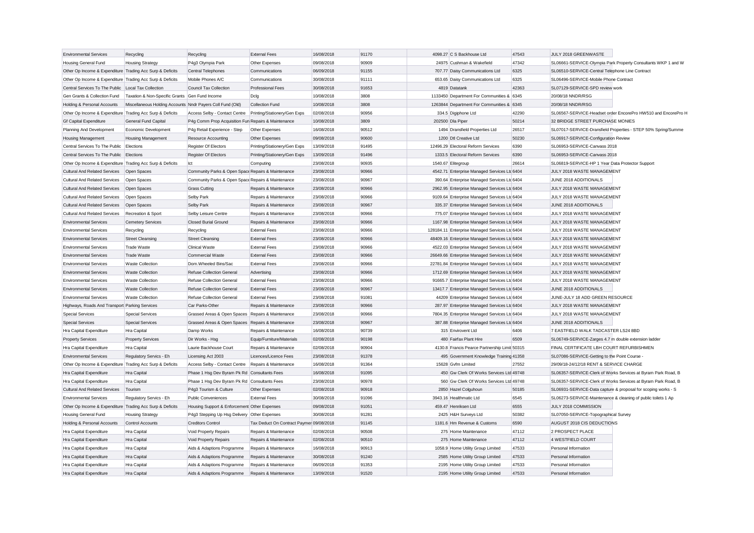| Environmental Services | Recycling | Recycling | External Fees | 16/08/2018 | 91170 | 4098.27 | C S Backhouse Ltd | 47543 | JULY 2018 GREENWASTE |
|---|---|---|---|---|---|---|---|---|---|
| Housing General Fund | Housing Strategy | P4g3 Olympia Park | Other Expenses | 09/08/2018 | 90909 | 24975 | Cushman & Wakefield | 47342 | SL06661-SERVICE-Olympia Park Property Consultants WKP 1 and W |
| Other Op Income & Expenditure | Trading Acc Surp & Deficits | Central Telephones | Communications | 06/09/2018 | 91155 | 707.77 | Daisy Communications Ltd | 6325 | SL06510-SERVICE-Central Telephone Line Contract |
| Other Op Income & Expenditure | Trading Acc Surp & Deficits | Mobile Phones A/C | Communications | 30/08/2018 | 91111 | 653.65 | Daisy Communications Ltd | 6325 | SL06496-SERVICE-Mobile Phone Contract |
| Central Services To The Public | Local Tax Collection | Council Tax Collection | Professional Fees | 30/08/2018 | 91653 | 4819 | Datatank | 42363 | SL07129-SERVICE-SPD review work |
| Gen Grants & Collection Fund | Taxation & Non-Specific Grants | Gen Fund Income | Dclg | 10/08/2018 | 3808 | 1133450 | Department For Communities & | 6345 | 20/08/18 NNDR/RSG |
| Holding & Personal Accounts | Miscellaneous Holding Accounts | Nndr Payers Coll Fund (Old) | Collection Fund | 10/08/2018 | 3808 | 1263844 | Department For Communities & | 6345 | 20/08/18 NNDR/RSG |
| Other Op Income & Expenditure | Trading Acc Surp & Deficits | Access Selby - Contact Centre | Printing/Stationery/Gen Exps | 02/08/2018 | 90956 | 334.5 | Digiphone Ltd | 42290 | SL06567-SERVICE-Headset order EncorePro HW510 and EncorePro H |
| Gf Capital Expenditure | General Fund Capital | P4g Comm Prop Acquisition Fun | Repairs & Maintenance | 10/08/2018 | 3809 | 202500 | Dla Piper | 50214 | 32 BRIDGE STREET PURCHASE MONIES |
| Planning And Development | Economic Development | P4g Retail Experience - Step | Other Expenses | 16/08/2018 | 90512 | 1494 | Dransfield Properties Ltd | 26517 | SL07017-SERVICE-Dransfield Properties - STEP 50% Spring/Summe |
| Housing Management | Housing Management | Resource Accounting | Other Expenses | 09/08/2018 | 90600 | 1200 | Dtl Creative Ltd | 50230 | SL06917-SERVICE-Configuration Review |
| Central Services To The Public | Elections | Register Of Electors | Printing/Stationery/Gen Exps | 13/09/2018 | 91495 | 12496.29 | Electoral Reform Services | 6390 | SL06953-SERVICE-Canvass 2018 |
| Central Services To The Public | Elections | Register Of Electors | Printing/Stationery/Gen Exps | 13/09/2018 | 91496 | 1333.5 | Electoral Reform Services | 6390 | SL06953-SERVICE-Canvass 2018 |
| Other Op Income & Expenditure | Trading Acc Surp & Deficits | Ict | Computing | 23/08/2018 | 90935 | 1540.67 | Elitegroup | 26614 | SL06819-SERVICE-HP 1 Year Data Protector Support |
| Cultural And Related Services | Open Spaces | Community Parks & Open Space | Repairs & Maintenance | 23/08/2018 | 90966 | 4542.71 | Enterprise Managed Services Ltd | 6404 | JULY 2018 WASTE MANAGEMENT |
| Cultural And Related Services | Open Spaces | Community Parks & Open Space | Repairs & Maintenance | 23/08/2018 | 90967 | 390.64 | Enterprise Managed Services Ltd | 6404 | JUNE 2018 ADDITIONALS |
| Cultural And Related Services | Open Spaces | Grass Cutting | Repairs & Maintenance | 23/08/2018 | 90966 | 2962.95 | Enterprise Managed Services Ltd | 6404 | JULY 2018 WASTE MANAGEMENT |
| Cultural And Related Services | Open Spaces | Selby Park | Repairs & Maintenance | 23/08/2018 | 90966 | 9109.64 | Enterprise Managed Services Ltd | 6404 | JULY 2018 WASTE MANAGEMENT |
| Cultural And Related Services | Open Spaces | Selby Park | Repairs & Maintenance | 23/08/2018 | 90967 | 335.37 | Enterprise Managed Services Ltd | 6404 | JUNE 2018 ADDITIONALS |
| Cultural And Related Services | Recreation & Sport | Selby Leisure Centre | Repairs & Maintenance | 23/08/2018 | 90966 | 775.07 | Enterprise Managed Services Ltd | 6404 | JULY 2018 WASTE MANAGEMENT |
| Environmental Services | Cemetery Services | Closed Burial Ground | Repairs & Maintenance | 23/08/2018 | 90966 | 1167.98 | Enterprise Managed Services Ltd | 6404 | JULY 2018 WASTE MANAGEMENT |
| Environmental Services | Recycling | Recycling | External Fees | 23/08/2018 | 90966 | 128184.11 | Enterprise Managed Services Ltd | 6404 | JULY 2018 WASTE MANAGEMENT |
| Environmental Services | Street Cleansing | Street Cleansing | External Fees | 23/08/2018 | 90966 | 48409.16 | Enterprise Managed Services Ltd | 6404 | JULY 2018 WASTE MANAGEMENT |
| Environmental Services | Trade Waste | Clinical Waste | External Fees | 23/08/2018 | 90966 | 4522.03 | Enterprise Managed Services Ltd | 6404 | JULY 2018 WASTE MANAGEMENT |
| Environmental Services | Trade Waste | Commercial Waste | External Fees | 23/08/2018 | 90966 | 26649.66 | Enterprise Managed Services Ltd | 6404 | JULY 2018 WASTE MANAGEMENT |
| Environmental Services | Waste Collection | Dom.Wheeled Bins/Sac | External Fees | 23/08/2018 | 90966 | 22781.84 | Enterprise Managed Services Ltd | 6404 | JULY 2018 WASTE MANAGEMENT |
| Environmental Services | Waste Collection | Refuse Collection General | Advertising | 23/08/2018 | 90966 | 1712.69 | Enterprise Managed Services Ltd | 6404 | JULY 2018 WASTE MANAGEMENT |
| Environmental Services | Waste Collection | Refuse Collection General | External Fees | 23/08/2018 | 90966 | 91665.7 | Enterprise Managed Services Ltd | 6404 | JULY 2018 WASTE MANAGEMENT |
| Environmental Services | Waste Collection | Refuse Collection General | External Fees | 23/08/2018 | 90967 | 13417.7 | Enterprise Managed Services Ltd | 6404 | JUNE 2018 ADDITIONALS |
| Environmental Services | Waste Collection | Refuse Collection General | External Fees | 23/08/2018 | 91081 | 44209 | Enterprise Managed Services Ltd | 6404 | JUNE-JULY 18 ADD GREEN RESOURCE |
| Highways, Roads And Transport | Parking Services | Car Parks-Other | Repairs & Maintenance | 23/08/2018 | 90966 | 287.97 | Enterprise Managed Services Ltd | 6404 | JULY 2018 WASTE MANAGEMENT |
| Special Services | Special Services | Grassed Areas & Open Spaces | Repairs & Maintenance | 23/08/2018 | 90966 | 7804.35 | Enterprise Managed Services Ltd | 6404 | JULY 2018 WASTE MANAGEMENT |
| Special Services | Special Services | Grassed Areas & Open Spaces | Repairs & Maintenance | 23/08/2018 | 90967 | 387.88 | Enterprise Managed Services Ltd | 6404 | JUNE 2018 ADDITIONALS |
| Hra Capital Expenditure | Hra Capital | Damp Works | Repairs & Maintenance | 16/08/2018 | 90739 | 315 | Envirovent Ltd | 6406 | 7 EASTFIELD WALK TADCASTER LS24 8BD |
| Property Services | Property Services | Dir Works - Hsg | Equip/Furniture/Materials | 02/08/2018 | 90198 | 480 | Fairfax Plant Hire | 6509 | SL06749-SERVICE-Zarges 4.7 m double extension ladder |
| Hra Capital Expenditure | Hra Capital | Laurie Backhouse Court | Repairs & Maintenance | 02/08/2018 | 90904 | 4130.8 | Francis Pearce Partnership Limit | 50315 | FINAL CERTIFICATE LBH COURT REFURBISHMEN |
| Environmental Services | Regulatory Servics - Eh | Licensing Act 2003 | Licences/Licence Fees | 23/08/2018 | 91378 | 495 | Government Knowledge Training | 41358 | SL07086-SERVICE-Getting to the Point Course - |
| Other Op Income & Expenditure | Trading Acc Surp & Deficits | Access Selby - Contact Centre | Repairs & Maintenance | 16/08/2018 | 91364 | 15628 | Gvfm Limited | 27552 | 29/09/18-24/12/18 RENT & SERVICE CHARGE |
| Hra Capital Expenditure | Hra Capital | Phase 1 Hsg Dev Byram Pk Rd | Consultants Fees | 16/08/2018 | 91095 | 450 | Gw Clerk Of Works Services Ltd | 49748 | SL06357-SERVICE-Clerk of Works Services at Byram Park Road, B |
| Hra Capital Expenditure | Hra Capital | Phase 1 Hsg Dev Byram Pk Rd | Consultants Fees | 23/08/2018 | 90978 | 560 | Gw Clerk Of Works Services Ltd | 49748 | SL06357-SERVICE-Clerk of Works Services at Byram Park Road, B |
| Cultural And Related Services | Tourism | P4g3 Tourism & Culture | Other Expenses | 02/08/2018 | 90918 | 2850 | Hazel Colquhoun | 50185 | SL06931-SERVICE-Data capture & proposal for scoping works - S |
| Environmental Services | Regulatory Servics - Eh | Public Conveniences | External Fees | 30/08/2018 | 91096 | 3943.16 | Healthmatic Ltd | 6545 | SL06273-SERVICE-Maintenance & cleaning of public toilets 1 Ap |
| Other Op Income & Expenditure | Trading Acc Surp & Deficits | Housing Support & Enforcement | Other Expenses | 09/08/2018 | 91051 | 459.47 | Henriksen Ltd | 6555 | JULY 2018 COMMISSION |
| Housing General Fund | Housing Strategy | P4g3 Stepping Up Hsg Delivery | Other Expenses | 30/08/2018 | 91281 | 2425 | H&H Surveys Ltd | 50382 | SL07050-SERVICE-Topographical Survey |
| Holding & Personal Accounts | Control Accounts | Creditors Control | Tax Deduct On Contract Payment | 09/08/2018 | 91145 | 1181.6 | Hm Revenue & Customs | 6590 | AUGUST 2018 CIS DEDUCTIONS |
| Hra Capital Expenditure | Hra Capital | Void Property Repairs | Repairs & Maintenance | 02/08/2018 | 90508 | 275 | Home Maintenance | 47112 | 2 PROSPECT PLACE |
| Hra Capital Expenditure | Hra Capital | Void Property Repairs | Repairs & Maintenance | 02/08/2018 | 90510 | 275 | Home Maintenance | 47112 | 4 WESTFIELD COURT |
| Hra Capital Expenditure | Hra Capital | Aids & Adaptions Programme | Repairs & Maintenance | 16/08/2018 | 90913 | 1058.9 | Home Utility Group Limited | 47533 | Personal Information |
| Hra Capital Expenditure | Hra Capital | Aids & Adaptions Programme | Repairs & Maintenance | 30/08/2018 | 91240 | 2585 | Home Utility Group Limited | 47533 | Personal Information |
| Hra Capital Expenditure | Hra Capital | Aids & Adaptions Programme | Repairs & Maintenance | 06/09/2018 | 91353 | 2195 | Home Utility Group Limited | 47533 | Personal Information |
| Hra Capital Expenditure | Hra Capital | Aids & Adaptions Programme | Repairs & Maintenance | 13/09/2018 | 91520 | 2195 | Home Utility Group Limited | 47533 | Personal Information |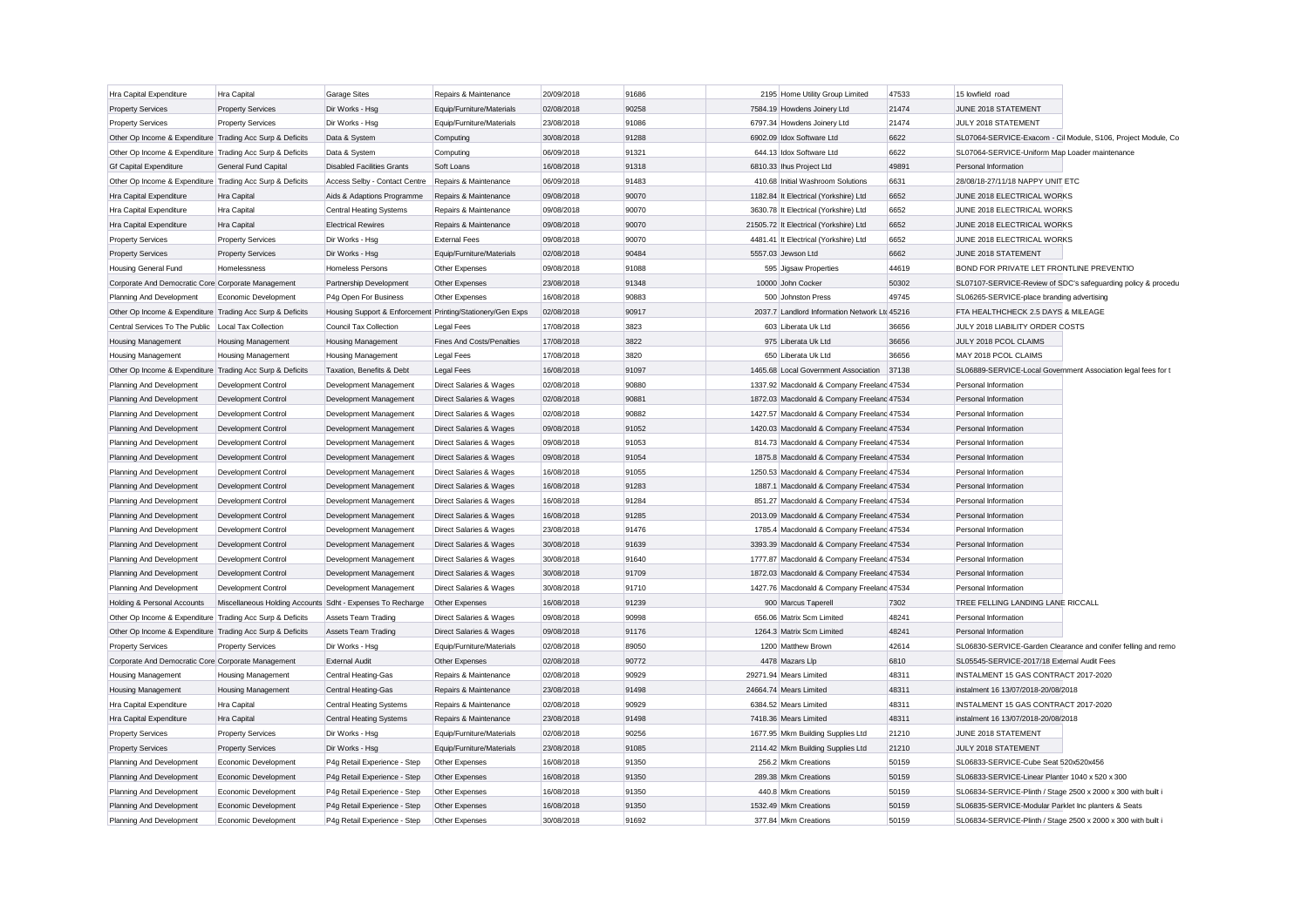| Hra Capital Expenditure | Hra Capital | Garage Sites | Repairs & Maintenance | 20/09/2018 | 91686 | 2195 | Home Utility Group Limited | 47533 | 15 lowfield road |
|---|---|---|---|---|---|---|---|---|---|
| Property Services | Property Services | Dir Works - Hsg | Equip/Furniture/Materials | 02/08/2018 | 90258 | 7584.19 | Howdens Joinery Ltd | 21474 | JUNE 2018 STATEMENT |
| Property Services | Property Services | Dir Works - Hsg | Equip/Furniture/Materials | 23/08/2018 | 91086 | 6797.34 | Howdens Joinery Ltd | 21474 | JULY 2018 STATEMENT |
| Other Op Income & Expenditure | Trading Acc Surp & Deficits | Data & System | Computing | 30/08/2018 | 91288 | 6902.09 | Idox Software Ltd | 6622 | SL07064-SERVICE-Exacom - Cil Module, S106, Project Module, Co |
| Other Op Income & Expenditure | Trading Acc Surp & Deficits | Data & System | Computing | 06/09/2018 | 91321 | 644.13 | Idox Software Ltd | 6622 | SL07064-SERVICE-Uniform Map Loader maintenance |
| Gf Capital Expenditure | General Fund Capital | Disabled Facilities Grants | Soft Loans | 16/08/2018 | 91318 | 6810.33 | Ihus Project Ltd | 49891 | Personal Information |
| Other Op Income & Expenditure | Trading Acc Surp & Deficits | Access Selby - Contact Centre | Repairs & Maintenance | 06/09/2018 | 91483 | 410.68 | Initial Washroom Solutions | 6631 | 28/08/18-27/11/18 NAPPY UNIT ETC |
| Hra Capital Expenditure | Hra Capital | Aids & Adaptions Programme | Repairs & Maintenance | 09/08/2018 | 90070 | 1182.84 | It Electrical (Yorkshire) Ltd | 6652 | JUNE 2018 ELECTRICAL WORKS |
| Hra Capital Expenditure | Hra Capital | Central Heating Systems | Repairs & Maintenance | 09/08/2018 | 90070 | 3630.78 | It Electrical (Yorkshire) Ltd | 6652 | JUNE 2018 ELECTRICAL WORKS |
| Hra Capital Expenditure | Hra Capital | Electrical Rewires | Repairs & Maintenance | 09/08/2018 | 90070 | 21505.72 | It Electrical (Yorkshire) Ltd | 6652 | JUNE 2018 ELECTRICAL WORKS |
| Property Services | Property Services | Dir Works - Hsg | External Fees | 09/08/2018 | 90070 | 4481.41 | It Electrical (Yorkshire) Ltd | 6652 | JUNE 2018 ELECTRICAL WORKS |
| Property Services | Property Services | Dir Works - Hsg | Equip/Furniture/Materials | 02/08/2018 | 90484 | 5557.03 | Jewson Ltd | 6662 | JUNE 2018 STATEMENT |
| Housing General Fund | Homelessness | Homeless Persons | Other Expenses | 09/08/2018 | 91088 | 595 | Jigsaw Properties | 44619 | BOND FOR PRIVATE LET FRONTLINE PREVENTIO |
| Corporate And Democratic Core | Corporate Management | Partnership Development | Other Expenses | 23/08/2018 | 91348 | 10000 | John Cocker | 50302 | SL07107-SERVICE-Review of SDC's safeguarding policy & procedu |
| Planning And Development | Economic Development | P4g Open For Business | Other Expenses | 16/08/2018 | 90883 | 500 | Johnston Press | 49745 | SL06265-SERVICE-place branding advertising |
| Other Op Income & Expenditure | Trading Acc Surp & Deficits | Housing Support & Enforcement | Printing/Stationery/Gen Exps | 02/08/2018 | 90917 | 2037.7 | Landlord Information Network Ltd | 45216 | FTA HEALTHCHECK 2.5 DAYS & MILEAGE |
| Central Services To The Public | Local Tax Collection | Council Tax Collection | Legal Fees | 17/08/2018 | 3823 | 603 | Liberata Uk Ltd | 36656 | JULY 2018 LIABILITY ORDER COSTS |
| Housing Management | Housing Management | Housing Management | Fines And Costs/Penalties | 17/08/2018 | 3822 | 975 | Liberata Uk Ltd | 36656 | JULY 2018 PCOL CLAIMS |
| Housing Management | Housing Management | Housing Management | Legal Fees | 17/08/2018 | 3820 | 650 | Liberata Uk Ltd | 36656 | MAY 2018 PCOL CLAIMS |
| Other Op Income & Expenditure | Trading Acc Surp & Deficits | Taxation, Benefits & Debt | Legal Fees | 16/08/2018 | 91097 | 1465.68 | Local Government Association | 37138 | SL06889-SERVICE-Local Government Association legal fees for t |
| Planning And Development | Development Control | Development Management | Direct Salaries & Wages | 02/08/2018 | 90880 | 1337.92 | Macdonald & Company Freelanc | 47534 | Personal Information |
| Planning And Development | Development Control | Development Management | Direct Salaries & Wages | 02/08/2018 | 90881 | 1872.03 | Macdonald & Company Freelanc | 47534 | Personal Information |
| Planning And Development | Development Control | Development Management | Direct Salaries & Wages | 02/08/2018 | 90882 | 1427.57 | Macdonald & Company Freelanc | 47534 | Personal Information |
| Planning And Development | Development Control | Development Management | Direct Salaries & Wages | 09/08/2018 | 91052 | 1420.03 | Macdonald & Company Freelanc | 47534 | Personal Information |
| Planning And Development | Development Control | Development Management | Direct Salaries & Wages | 09/08/2018 | 91053 | 814.73 | Macdonald & Company Freelanc | 47534 | Personal Information |
| Planning And Development | Development Control | Development Management | Direct Salaries & Wages | 09/08/2018 | 91054 | 1875.8 | Macdonald & Company Freelanc | 47534 | Personal Information |
| Planning And Development | Development Control | Development Management | Direct Salaries & Wages | 16/08/2018 | 91055 | 1250.53 | Macdonald & Company Freelanc | 47534 | Personal Information |
| Planning And Development | Development Control | Development Management | Direct Salaries & Wages | 16/08/2018 | 91283 | 1887.1 | Macdonald & Company Freelanc | 47534 | Personal Information |
| Planning And Development | Development Control | Development Management | Direct Salaries & Wages | 16/08/2018 | 91284 | 851.27 | Macdonald & Company Freelanc | 47534 | Personal Information |
| Planning And Development | Development Control | Development Management | Direct Salaries & Wages | 16/08/2018 | 91285 | 2013.09 | Macdonald & Company Freelanc | 47534 | Personal Information |
| Planning And Development | Development Control | Development Management | Direct Salaries & Wages | 23/08/2018 | 91476 | 1785.4 | Macdonald & Company Freelanc | 47534 | Personal Information |
| Planning And Development | Development Control | Development Management | Direct Salaries & Wages | 30/08/2018 | 91639 | 3393.39 | Macdonald & Company Freelanc | 47534 | Personal Information |
| Planning And Development | Development Control | Development Management | Direct Salaries & Wages | 30/08/2018 | 91640 | 1777.87 | Macdonald & Company Freelanc | 47534 | Personal Information |
| Planning And Development | Development Control | Development Management | Direct Salaries & Wages | 30/08/2018 | 91709 | 1872.03 | Macdonald & Company Freelanc | 47534 | Personal Information |
| Planning And Development | Development Control | Development Management | Direct Salaries & Wages | 30/08/2018 | 91710 | 1427.76 | Macdonald & Company Freelanc | 47534 | Personal Information |
| Holding & Personal Accounts | Miscellaneous Holding Accounts | Sdht - Expenses To Recharge | Other Expenses | 16/08/2018 | 91239 | 900 | Marcus Taperell | 7302 | TREE FELLING LANDING LANE RICCALL |
| Other Op Income & Expenditure | Trading Acc Surp & Deficits | Assets Team Trading | Direct Salaries & Wages | 09/08/2018 | 90998 | 656.06 | Matrix Scm Limited | 48241 | Personal Information |
| Other Op Income & Expenditure | Trading Acc Surp & Deficits | Assets Team Trading | Direct Salaries & Wages | 09/08/2018 | 91176 | 1264.3 | Matrix Scm Limited | 48241 | Personal Information |
| Property Services | Property Services | Dir Works - Hsg | Equip/Furniture/Materials | 02/08/2018 | 89050 | 1200 | Matthew Brown | 42614 | SL06830-SERVICE-Garden Clearance and conifer felling and remo |
| Corporate And Democratic Core | Corporate Management | External Audit | Other Expenses | 02/08/2018 | 90772 | 4478 | Mazars Llp | 6810 | SL05545-SERVICE-2017/18 External Audit Fees |
| Housing Management | Housing Management | Central Heating-Gas | Repairs & Maintenance | 02/08/2018 | 90929 | 29271.94 | Mears Limited | 48311 | INSTALMENT 15 GAS CONTRACT 2017-2020 |
| Housing Management | Housing Management | Central Heating-Gas | Repairs & Maintenance | 23/08/2018 | 91498 | 24664.74 | Mears Limited | 48311 | instalment 16 13/07/2018-20/08/2018 |
| Hra Capital Expenditure | Hra Capital | Central Heating Systems | Repairs & Maintenance | 02/08/2018 | 90929 | 6384.52 | Mears Limited | 48311 | INSTALMENT 15 GAS CONTRACT 2017-2020 |
| Hra Capital Expenditure | Hra Capital | Central Heating Systems | Repairs & Maintenance | 23/08/2018 | 91498 | 7418.36 | Mears Limited | 48311 | instalment 16 13/07/2018-20/08/2018 |
| Property Services | Property Services | Dir Works - Hsg | Equip/Furniture/Materials | 02/08/2018 | 90256 | 1677.95 | Mkm Building Supplies Ltd | 21210 | JUNE 2018 STATEMENT |
| Property Services | Property Services | Dir Works - Hsg | Equip/Furniture/Materials | 23/08/2018 | 91085 | 2114.42 | Mkm Building Supplies Ltd | 21210 | JULY 2018 STATEMENT |
| Planning And Development | Economic Development | P4g Retail Experience - Step | Other Expenses | 16/08/2018 | 91350 | 256.2 | Mkm Creations | 50159 | SL06833-SERVICE-Cube Seat 520x520x456 |
| Planning And Development | Economic Development | P4g Retail Experience - Step | Other Expenses | 16/08/2018 | 91350 | 289.38 | Mkm Creations | 50159 | SL06833-SERVICE-Linear Planter 1040 x 520 x 300 |
| Planning And Development | Economic Development | P4g Retail Experience - Step | Other Expenses | 16/08/2018 | 91350 | 440.8 | Mkm Creations | 50159 | SL06834-SERVICE-Plinth / Stage 2500 x 2000 x 300 with built i |
| Planning And Development | Economic Development | P4g Retail Experience - Step | Other Expenses | 16/08/2018 | 91350 | 1532.49 | Mkm Creations | 50159 | SL06835-SERVICE-Modular Parklet Inc planters & Seats |
| Planning And Development | Economic Development | P4g Retail Experience - Step | Other Expenses | 30/08/2018 | 91692 | 377.84 | Mkm Creations | 50159 | SL06834-SERVICE-Plinth / Stage 2500 x 2000 x 300 with built i |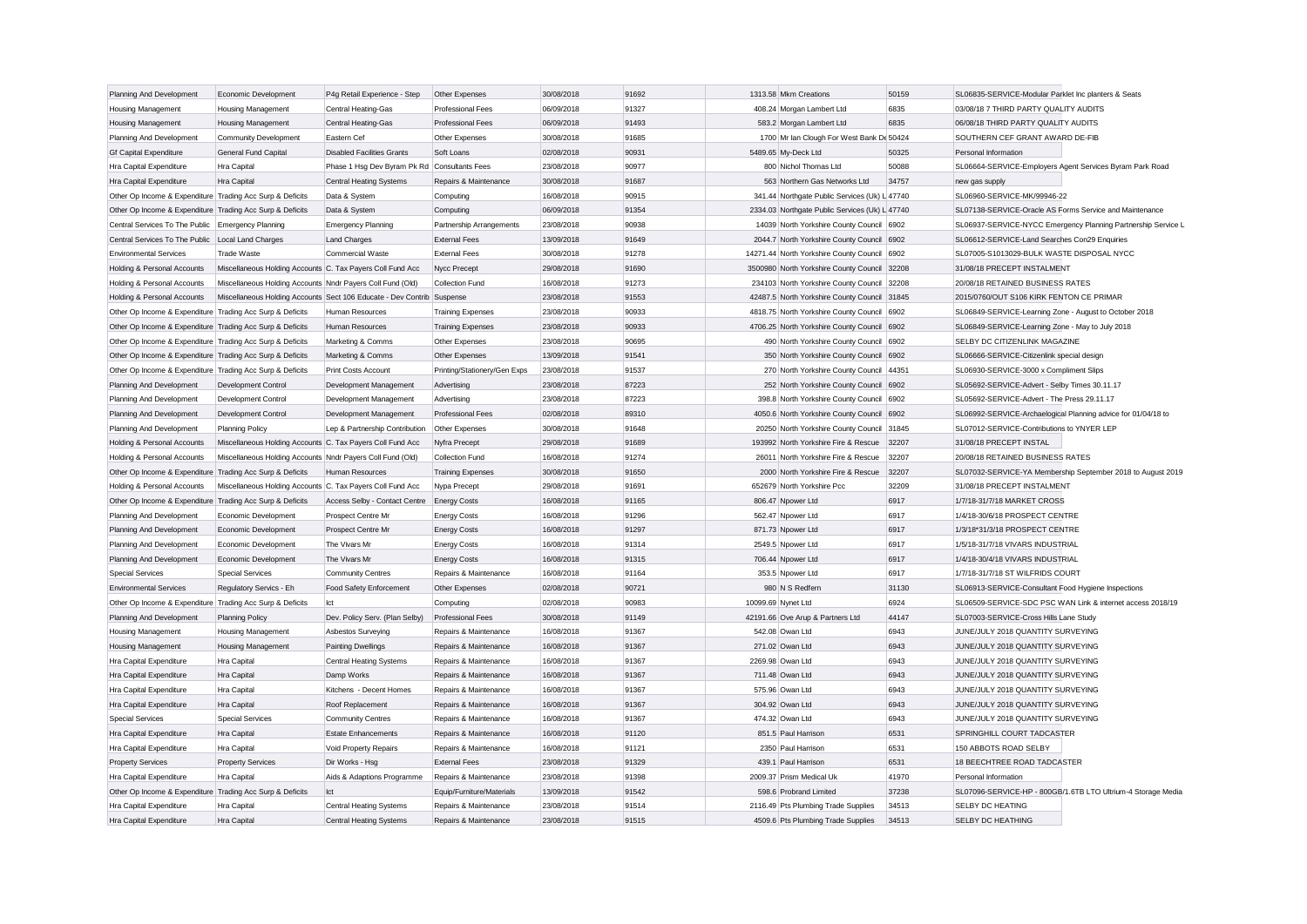| | | | | | | | | | |
|---|---|---|---|---|---|---|---|---|---|
| Planning And Development | Economic Development | P4g Retail Experience - Step | Other Expenses | 30/08/2018 | 91692 | 1313.58 | Mkm Creations | 50159 | SL06835-SERVICE-Modular Parklet Inc planters & Seats |
| Housing Management | Housing Management | Central Heating-Gas | Professional Fees | 06/09/2018 | 91327 | 408.24 | Morgan Lambert Ltd | 6835 | 03/08/18 7 THIRD PARTY QUALITY AUDITS |
| Housing Management | Housing Management | Central Heating-Gas | Professional Fees | 06/09/2018 | 91493 | 583.2 | Morgan Lambert Ltd | 6835 | 06/08/18 THIRD PARTY QUALITY AUDITS |
| Planning And Development | Community Development | Eastern Cef | Other Expenses | 30/08/2018 | 91685 | 1700 | Mr Ian Clough For West Bank De | 50424 | SOUTHERN CEF GRANT AWARD DE-FIB |
| Gf Capital Expenditure | General Fund Capital | Disabled Facilities Grants | Soft Loans | 02/08/2018 | 90931 | 5489.65 | My-Deck Ltd | 50325 | Personal Information |
| Hra Capital Expenditure | Hra Capital | Phase 1 Hsg Dev Byram Pk Rd | Consultants Fees | 23/08/2018 | 90977 | 800 | Nichol Thomas Ltd | 50088 | SL06664-SERVICE-Employers Agent Services Byram Park Road |
| Hra Capital Expenditure | Hra Capital | Central Heating Systems | Repairs & Maintenance | 30/08/2018 | 91687 | 563 | Northern Gas Networks Ltd | 34757 | new gas supply |
| Other Op Income & Expenditure | Trading Acc Surp & Deficits | Data & System | Computing | 16/08/2018 | 90915 | 341.44 | Northgate Public Services (Uk) L | 47740 | SL06960-SERVICE-MK/99946-22 |
| Other Op Income & Expenditure | Trading Acc Surp & Deficits | Data & System | Computing | 06/09/2018 | 91354 | 2334.03 | Northgate Public Services (Uk) L | 47740 | SL07138-SERVICE-Oracle AS Forms Service and Maintenance |
| Central Services To The Public | Emergency Planning | Emergency Planning | Partnership Arrangements | 23/08/2018 | 90938 | 14039 | North Yorkshire County Council | 6902 | SL06937-SERVICE-NYCC Emergency Planning Partnership Service L |
| Central Services To The Public | Local Land Charges | Land Charges | External Fees | 13/09/2018 | 91649 | 2044.7 | North Yorkshire County Council | 6902 | SL06612-SERVICE-Land Searches Con29 Enquiries |
| Environmental Services | Trade Waste | Commercial Waste | External Fees | 30/08/2018 | 91278 | 14271.44 | North Yorkshire County Council | 6902 | SL07005-S1013029-BULK WASTE DISPOSAL NYCC |
| Holding & Personal Accounts | Miscellaneous Holding Accounts | C. Tax Payers Coll Fund Acc | Nycc Precept | 29/08/2018 | 91690 | 3500980 | North Yorkshire County Council | 32208 | 31/08/18 PRECEPT INSTALMENT |
| Holding & Personal Accounts | Miscellaneous Holding Accounts | Nndr Payers Coll Fund (Old) | Collection Fund | 16/08/2018 | 91273 | 234103 | North Yorkshire County Council | 32208 | 20/08/18 RETAINED BUSINESS RATES |
| Holding & Personal Accounts | Miscellaneous Holding Accounts | Sect 106 Educate - Dev Contrib | Suspense | 23/08/2018 | 91553 | 42487.5 | North Yorkshire County Council | 31845 | 2015/0760/OUT S106 KIRK FENTON CE PRIMAR |
| Other Op Income & Expenditure | Trading Acc Surp & Deficits | Human Resources | Training Expenses | 23/08/2018 | 90933 | 4818.75 | North Yorkshire County Council | 6902 | SL06849-SERVICE-Learning Zone - August to October 2018 |
| Other Op Income & Expenditure | Trading Acc Surp & Deficits | Human Resources | Training Expenses | 23/08/2018 | 90933 | 4706.25 | North Yorkshire County Council | 6902 | SL06849-SERVICE-Learning Zone - May to July 2018 |
| Other Op Income & Expenditure | Trading Acc Surp & Deficits | Marketing & Comms | Other Expenses | 23/08/2018 | 90695 | 490 | North Yorkshire County Council | 6902 | SELBY DC CITIZENLINK MAGAZINE |
| Other Op Income & Expenditure | Trading Acc Surp & Deficits | Marketing & Comms | Other Expenses | 13/09/2018 | 91541 | 350 | North Yorkshire County Council | 6902 | SL06666-SERVICE-Citizenlink special design |
| Other Op Income & Expenditure | Trading Acc Surp & Deficits | Print Costs Account | Printing/Stationery/Gen Exps | 23/08/2018 | 91537 | 270 | North Yorkshire County Council | 44351 | SL06930-SERVICE-3000 x Compliment Slips |
| Planning And Development | Development Control | Development Management | Advertising | 23/08/2018 | 87223 | 252 | North Yorkshire County Council | 6902 | SL05692-SERVICE-Advert - Selby Times 30.11.17 |
| Planning And Development | Development Control | Development Management | Advertising | 23/08/2018 | 87223 | 398.8 | North Yorkshire County Council | 6902 | SL05692-SERVICE-Advert - The Press 29.11.17 |
| Planning And Development | Development Control | Development Management | Professional Fees | 02/08/2018 | 89310 | 4050.6 | North Yorkshire County Council | 6902 | SL06992-SERVICE-Archaelogical Planning advice for 01/04/18 to |
| Planning And Development | Planning Policy | Lep & Partnership Contribution | Other Expenses | 30/08/2018 | 91648 | 20250 | North Yorkshire County Council | 31845 | SL07012-SERVICE-Contributions to YNYER LEP |
| Holding & Personal Accounts | Miscellaneous Holding Accounts | C. Tax Payers Coll Fund Acc | Nyfra Precept | 29/08/2018 | 91689 | 193992 | North Yorkshire Fire & Rescue | 32207 | 31/08/18 PRECEPT INSTAL |
| Holding & Personal Accounts | Miscellaneous Holding Accounts | Nndr Payers Coll Fund (Old) | Collection Fund | 16/08/2018 | 91274 | 26011 | North Yorkshire Fire & Rescue | 32207 | 20/08/18 RETAINED BUSINESS RATES |
| Other Op Income & Expenditure | Trading Acc Surp & Deficits | Human Resources | Training Expenses | 30/08/2018 | 91650 | 2000 | North Yorkshire Fire & Rescue | 32207 | SL07032-SERVICE-YA Membership September 2018 to August 2019 |
| Holding & Personal Accounts | Miscellaneous Holding Accounts | C. Tax Payers Coll Fund Acc | Nypa Precept | 29/08/2018 | 91691 | 652679 | North Yorkshire Pcc | 32209 | 31/08/18 PRECEPT INSTALMENT |
| Other Op Income & Expenditure | Trading Acc Surp & Deficits | Access Selby - Contact Centre | Energy Costs | 16/08/2018 | 91165 | 806.47 | Npower Ltd | 6917 | 1/7/18-31/7/18 MARKET CROSS |
| Planning And Development | Economic Development | Prospect Centre Mr | Energy Costs | 16/08/2018 | 91296 | 562.47 | Npower Ltd | 6917 | 1/4/18-30/6/18 PROSPECT CENTRE |
| Planning And Development | Economic Development | Prospect Centre Mr | Energy Costs | 16/08/2018 | 91297 | 871.73 | Npower Ltd | 6917 | 1/3/18*31/3/18 PROSPECT CENTRE |
| Planning And Development | Economic Development | The Vivars Mr | Energy Costs | 16/08/2018 | 91314 | 2549.5 | Npower Ltd | 6917 | 1/5/18-31/7/18 VIVARS INDUSTRIAL |
| Planning And Development | Economic Development | The Vivars Mr | Energy Costs | 16/08/2018 | 91315 | 706.44 | Npower Ltd | 6917 | 1/4/18-30/4/18 VIVARS INDUSTRIAL |
| Special Services | Special Services | Community Centres | Repairs & Maintenance | 16/08/2018 | 91164 | 353.5 | Npower Ltd | 6917 | 1/7/18-31/7/18 ST WILFRIDS COURT |
| Environmental Services | Regulatory Servics - Eh | Food Safety Enforcement | Other Expenses | 02/08/2018 | 90721 | 980 | N S Redfern | 31130 | SL06913-SERVICE-Consultant Food Hygiene Inspections |
| Other Op Income & Expenditure | Trading Acc Surp & Deficits | Ict | Computing | 02/08/2018 | 90983 | 10099.69 | Nynet Ltd | 6924 | SL06509-SERVICE-SDC PSC WAN Link & internet access 2018/19 |
| Planning And Development | Planning Policy | Dev. Policy Serv. (Plan Selby) | Professional Fees | 30/08/2018 | 91149 | 42191.66 | Ove Arup & Partners Ltd | 44147 | SL07003-SERVICE-Cross Hills Lane Study |
| Housing Management | Housing Management | Asbestos Surveying | Repairs & Maintenance | 16/08/2018 | 91367 | 542.08 | Owan Ltd | 6943 | JUNE/JULY 2018 QUANTITY SURVEYING |
| Housing Management | Housing Management | Painting Dwellings | Repairs & Maintenance | 16/08/2018 | 91367 | 271.02 | Owan Ltd | 6943 | JUNE/JULY 2018 QUANTITY SURVEYING |
| Hra Capital Expenditure | Hra Capital | Central Heating Systems | Repairs & Maintenance | 16/08/2018 | 91367 | 2269.98 | Owan Ltd | 6943 | JUNE/JULY 2018 QUANTITY SURVEYING |
| Hra Capital Expenditure | Hra Capital | Damp Works | Repairs & Maintenance | 16/08/2018 | 91367 | 711.48 | Owan Ltd | 6943 | JUNE/JULY 2018 QUANTITY SURVEYING |
| Hra Capital Expenditure | Hra Capital | Kitchens - Decent Homes | Repairs & Maintenance | 16/08/2018 | 91367 | 575.96 | Owan Ltd | 6943 | JUNE/JULY 2018 QUANTITY SURVEYING |
| Hra Capital Expenditure | Hra Capital | Roof Replacement | Repairs & Maintenance | 16/08/2018 | 91367 | 304.92 | Owan Ltd | 6943 | JUNE/JULY 2018 QUANTITY SURVEYING |
| Special Services | Special Services | Community Centres | Repairs & Maintenance | 16/08/2018 | 91367 | 474.32 | Owan Ltd | 6943 | JUNE/JULY 2018 QUANTITY SURVEYING |
| Hra Capital Expenditure | Hra Capital | Estate Enhancements | Repairs & Maintenance | 16/08/2018 | 91120 | 851.5 | Paul Harrison | 6531 | SPRINGHILL COURT TADCASTER |
| Hra Capital Expenditure | Hra Capital | Void Property Repairs | Repairs & Maintenance | 16/08/2018 | 91121 | 2350 | Paul Harrison | 6531 | 150 ABBOTS ROAD SELBY |
| Property Services | Property Services | Dir Works - Hsg | External Fees | 23/08/2018 | 91329 | 439.1 | Paul Harrison | 6531 | 18 BEECHTREE ROAD TADCASTER |
| Hra Capital Expenditure | Hra Capital | Aids & Adaptions Programme | Repairs & Maintenance | 23/08/2018 | 91398 | 2009.37 | Prism Medical Uk | 41970 | Personal Information |
| Other Op Income & Expenditure | Trading Acc Surp & Deficits | Ict | Equip/Furniture/Materials | 13/09/2018 | 91542 | 598.6 | Probrand Limited | 37238 | SL07096-SERVICE-HP - 800GB/1.6TB LTO Ultrium-4 Storage Media |
| Hra Capital Expenditure | Hra Capital | Central Heating Systems | Repairs & Maintenance | 23/08/2018 | 91514 | 2116.49 | Pts Plumbing Trade Supplies | 34513 | SELBY DC HEATING |
| Hra Capital Expenditure | Hra Capital | Central Heating Systems | Repairs & Maintenance | 23/08/2018 | 91515 | 4509.6 | Pts Plumbing Trade Supplies | 34513 | SELBY DC HEATHING |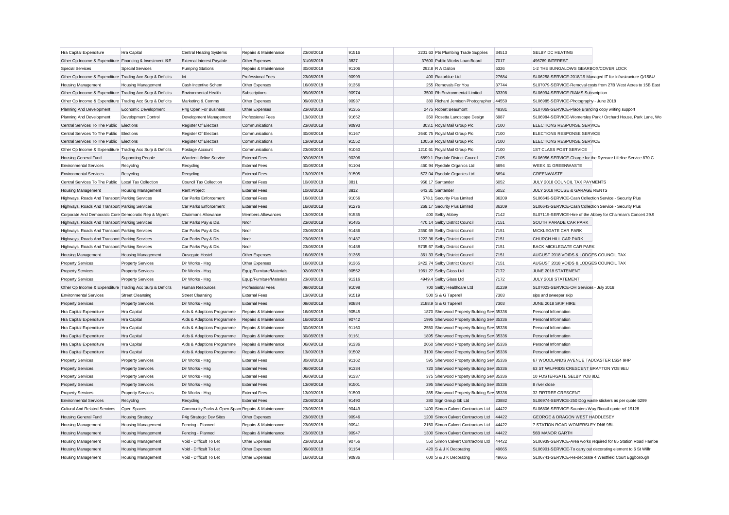| Hra Capital Expenditure | Hra Capital | Central Heating Systems | Repairs & Maintenance | 23/08/2018 | 91516 | 2201.63 | Pts Plumbing Trade Supplies | 34513 | SELBY DC HEATING |
|---|---|---|---|---|---|---|---|---|---|
| Other Op Income & Expenditure | Financing & Investment I&E | External Interest Payable | Other Expenses | 31/08/2018 | 3827 | 37600 | Public Works Loan Board | 7017 | 496789 INTEREST |
| Special Services | Special Services | Pumping Stations | Repairs & Maintenance | 30/08/2018 | 91106 | 292.8 | R A Dalton | 6326 | 1-2 THE BUNGALOWS GEARBOX/COVER LOCK |
| Other Op Income & Expenditure | Trading Acc Surp & Deficits | Ict | Professional Fees | 23/08/2018 | 90999 | 400 | Razorblue Ltd | 27684 | SL06258-SERVICE-2018/19 Managed IT for Infrastructure Q/1584/ |
| Housing Management | Housing Management | Cash Incentive Schem | Other Expenses | 16/08/2018 | 91356 | 255 | Removals For You | 37744 | SL07079-SERVICE-Removal costs from 27B West Acres to 15B East |
| Other Op Income & Expenditure | Trading Acc Surp & Deficits | Environmental Health | Subscriptions | 09/08/2018 | 90974 | 3500 | Rh Environmental Limited | 33398 | SL06994-SERVICE-RIAMS Subscription |
| Other Op Income & Expenditure | Trading Acc Surp & Deficits | Marketing & Comms | Other Expenses | 09/08/2018 | 90937 | 380 | Richard Jemison Photographer L | 44550 | SL06985-SERVICE-Photography - June 2018 |
| Planning And Development | Economic Development | P4g Open For Business | Other Expenses | 23/08/2018 | 91355 | 2475 | Robert Beaumont | 48381 | SL07069-SERVICE-Place Branding copy writing support |
| Planning And Development | Development Control | Development Management | Professional Fees | 13/09/2018 | 91652 | 350 | Rosetta Landscape Design | 6987 | SL06984-SERVICE-Womersley Park / Orchard House, Park Lane, Wo |
| Central Services To The Public | Elections | Register Of Electors | Communications | 23/08/2018 | 90993 | 303.1 | Royal Mail Group Plc | 7100 | ELECTIONS RESPONSE SERVICE |
| Central Services To The Public | Elections | Register Of Electors | Communications | 30/08/2018 | 91167 | 2640.75 | Royal Mail Group Plc | 7100 | ELECTIONS RESPONSE SERVICE |
| Central Services To The Public | Elections | Register Of Electors | Communications | 13/09/2018 | 91552 | 1005.9 | Royal Mail Group Plc | 7100 | ELECTIONS RESPONSE SERVICE |
| Other Op Income & Expenditure | Trading Acc Surp & Deficits | Postage Account | Communications | 23/08/2018 | 91060 | 1210.61 | Royal Mail Group Plc | 7100 | 1ST CLASS POST SERVICE |
| Housing General Fund | Supporting People | Warden Lifeline Service | External Fees | 02/08/2018 | 90206 | 6899.1 | Ryedale District Council | 7105 | SL06956-SERVICE-Charge for the Ryecare Lifeline Service 870 C |
| Environmental Services | Recycling | Recycling | External Fees | 30/08/2018 | 91104 | 460.94 | Ryedale Organics Ltd | 6694 | WEEK 31 GREENWASTE |
| Environmental Services | Recycling | Recycling | External Fees | 13/09/2018 | 91505 | 573.04 | Ryedale Organics Ltd | 6694 | GREENWASTE |
| Central Services To The Public | Local Tax Collection | Council Tax Collection | External Fees | 10/08/2018 | 3811 | 958.17 | Santander | 6052 | JULY 2018 COUNCIL TAX PAYMENTS |
| Housing Management | Housing Management | Rent Project | External Fees | 10/08/2018 | 3812 | 643.31 | Santander | 6052 | JULY 2018 HOUSE & GARAGE RENTS |
| Highways, Roads And Transport | Parking Services | Car Parks Enforcement | External Fees | 16/08/2018 | 91056 | 578.1 | Security Plus Limited | 36209 | SL06643-SERVICE-Cash Collection Service - Security Plus |
| Highways, Roads And Transport | Parking Services | Car Parks Enforcement | External Fees | 16/08/2018 | 91276 | 269.17 | Security Plus Limited | 36209 | SL06643-SERVICE-Cash Collection Service - Security Plus |
| Corporate And Democratic Core | Democratic Rep & Mgmnt | Chairmans Allowance | Members Allowances | 13/09/2018 | 91535 | 400 | Selby Abbey | 7142 | SL07115-SERVICE-Hire of the Abbey for Chairman's Concert 29.9 |
| Highways, Roads And Transport | Parking Services | Car Parks Pay & Dis. | Nndr | 23/08/2018 | 91485 | 470.14 | Selby District Council | 7151 | SOUTH PARADE CAR PARK |
| Highways, Roads And Transport | Parking Services | Car Parks Pay & Dis. | Nndr | 23/08/2018 | 91486 | 2350.69 | Selby District Council | 7151 | MICKLEGATE CAR PARK |
| Highways, Roads And Transport | Parking Services | Car Parks Pay & Dis. | Nndr | 23/08/2018 | 91487 | 1222.36 | Selby District Council | 7151 | CHURCH HILL CAR PARK |
| Highways, Roads And Transport | Parking Services | Car Parks Pay & Dis. | Nndr | 23/08/2018 | 91488 | 5735.67 | Selby District Council | 7151 | BACK MICKLEGATE CAR PARK |
| Housing Management | Housing Management | Ousegate Hostel | Other Expenses | 16/08/2018 | 91365 | 361.33 | Selby District Council | 7151 | AUGUST 2018 VOIDS & LODGES COUNCIL TAX |
| Property Services | Property Services | Dir Works - Hsg | Other Expenses | 16/08/2018 | 91365 | 2422.74 | Selby District Council | 7151 | AUGUST 2018 VOIDS & LODGES COUNCIL TAX |
| Property Services | Property Services | Dir Works - Hsg | Equip/Furniture/Materials | 02/08/2018 | 90552 | 1961.27 | Selby Glass Ltd | 7172 | JUNE 2018 STATEMENT |
| Property Services | Property Services | Dir Works - Hsg | Equip/Furniture/Materials | 23/08/2018 | 91316 | 4949.4 | Selby Glass Ltd | 7172 | JULY 2018 STATEMENT |
| Other Op Income & Expenditure | Trading Acc Surp & Deficits | Human Resources | Professional Fees | 09/08/2018 | 91098 | 700 | Selby Healthcare Ltd | 31239 | SL07023-SERVICE-OH Services - July 2018 |
| Environmental Services | Street Cleansing | Street Cleansing | External Fees | 13/09/2018 | 91519 | 500 | S & G Taperell | 7303 | sips and sweeper skip |
| Property Services | Property Services | Dir Works - Hsg | External Fees | 09/08/2018 | 90884 | 2188.9 | S & G Taperell | 7303 | JUNE 2018 SKIP HIRE |
| Hra Capital Expenditure | Hra Capital | Aids & Adaptions Programme | Repairs & Maintenance | 16/08/2018 | 90545 | 1870 | Sherwood Property Building Serv | 35336 | Personal Information |
| Hra Capital Expenditure | Hra Capital | Aids & Adaptions Programme | Repairs & Maintenance | 16/08/2018 | 90742 | 1995 | Sherwood Property Building Serv | 35336 | Personal Information |
| Hra Capital Expenditure | Hra Capital | Aids & Adaptions Programme | Repairs & Maintenance | 30/08/2018 | 91160 | 2550 | Sherwood Property Building Serv | 35336 | Personal Information |
| Hra Capital Expenditure | Hra Capital | Aids & Adaptions Programme | Repairs & Maintenance | 30/08/2018 | 91161 | 1895 | Sherwood Property Building Serv | 35336 | Personal Information |
| Hra Capital Expenditure | Hra Capital | Aids & Adaptions Programme | Repairs & Maintenance | 06/09/2018 | 91336 | 2050 | Sherwood Property Building Serv | 35336 | Personal Information |
| Hra Capital Expenditure | Hra Capital | Aids & Adaptions Programme | Repairs & Maintenance | 13/09/2018 | 91502 | 3100 | Sherwood Property Building Serv | 35336 | Personal Information |
| Property Services | Property Services | Dir Works - Hsg | External Fees | 30/08/2018 | 91162 | 595 | Sherwood Property Building Serv | 35336 | 67 WOODLANDS AVENUE TADCASTER LS24 9HP |
| Property Services | Property Services | Dir Works - Hsg | External Fees | 06/09/2018 | 91334 | 720 | Sherwood Property Building Serv | 35336 | 63 ST WILFRIDS CRESCENT BRAYTON YO8 9EU |
| Property Services | Property Services | Dir Works - Hsg | External Fees | 06/09/2018 | 91337 | 375 | Sherwood Property Building Serv | 35336 | 10 FOSTERGATE SELBY YO8 8DZ |
| Property Services | Property Services | Dir Works - Hsg | External Fees | 13/09/2018 | 91501 | 295 | Sherwood Property Building Serv | 35336 | 8 river close |
| Property Services | Property Services | Dir Works - Hsg | External Fees | 13/09/2018 | 91503 | 365 | Sherwood Property Building Serv | 35336 | 32 FIRTREE CRESCENT |
| Environmental Services | Recycling | Recycling | External Fees | 23/08/2018 | 91490 | 280 | Sign Group Gb Ltd | 23882 | SL06974-SERVICE-250 Dog waste stickers as per quote 6299 |
| Cultural And Related Services | Open Spaces | Community Parks & Open Space | Repairs & Maintenance | 23/08/2018 | 90449 | 1400 | Simon Calvert Contractors Ltd | 44422 | SL06806-SERVICE-Saunters Way Riccall quote ref 19128 |
| Housing General Fund | Housing Strategy | P4g Strategic Dev Sites | Other Expenses | 23/08/2018 | 90946 | 1200 | Simon Calvert Contractors Ltd | 44422 | GEORGE & DRAGON WEST HADDLESEY |
| Housing Management | Housing Management | Fencing - Planned | Repairs & Maintenance | 23/08/2018 | 90941 | 2150 | Simon Calvert Contractors Ltd | 44422 | 7 STATION ROAD WOMERSLEY DN6 9BL |
| Housing Management | Housing Management | Fencing - Planned | Repairs & Maintenance | 23/08/2018 | 90947 | 1300 | Simon Calvert Contractors Ltd | 44422 | 56B MANOR GARTH |
| Housing Management | Housing Management | Void - Difficult To Let | Other Expenses | 23/08/2018 | 90756 | 550 | Simon Calvert Contractors Ltd | 44422 | SL06939-SERVICE-Area works required for 85 Station Road Hambe |
| Housing Management | Housing Management | Void - Difficult To Let | Other Expenses | 09/08/2018 | 91154 | 420 | S & J K Decorating | 49665 | SL06901-SERVICE-To carry out decorating element to 6 St Wilfr |
| Housing Management | Housing Management | Void - Difficult To Let | Other Expenses | 16/08/2018 | 90936 | 600 | S & J K Decorating | 49665 | SL06741-SERVICE-Re-decorate 4 Westfield Court Eggborough |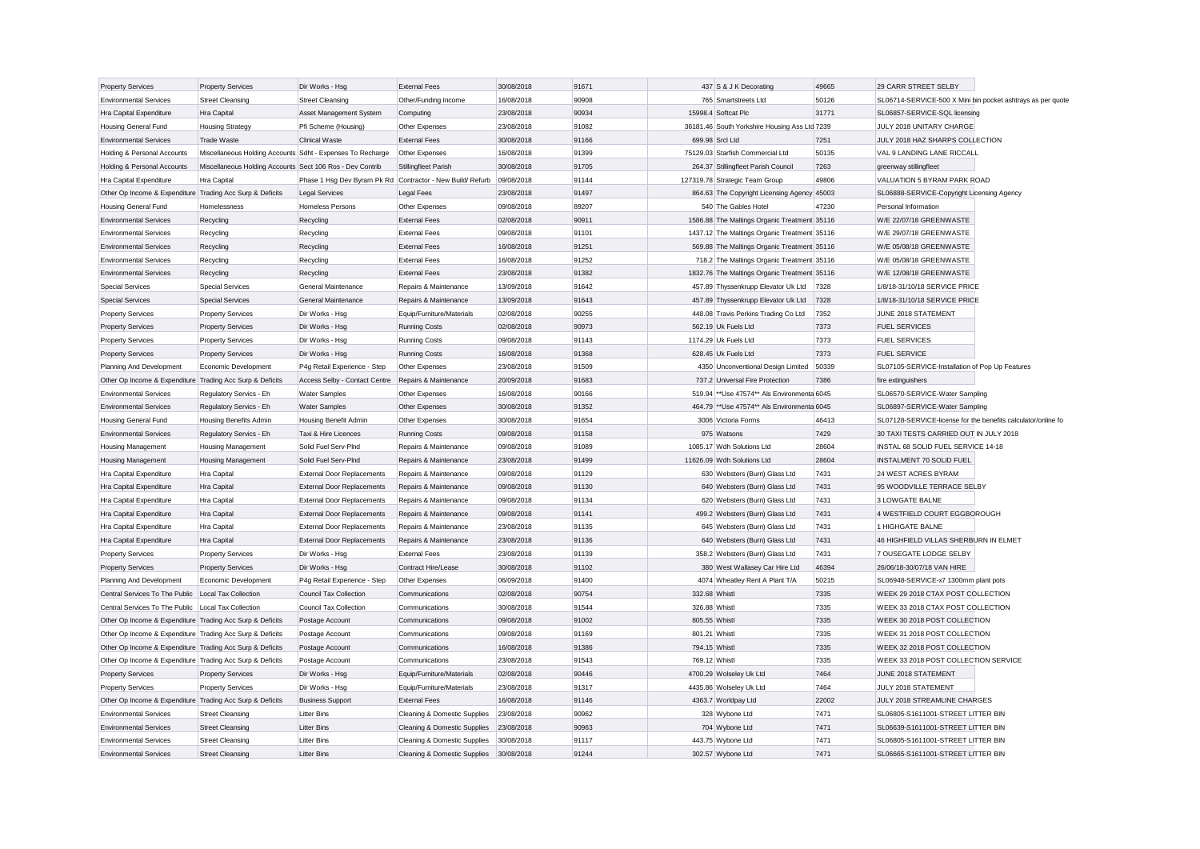| Property Services | Property Services | Dir Works - Hsg | External Fees | 30/08/2018 | 91671 | 437 | S & J K Decorating | 49665 | 29 CARR STREET SELBY |
|---|---|---|---|---|---|---|---|---|---|
| Environmental Services | Street Cleansing | Street Cleansing | Other/Funding Income | 16/08/2018 | 90908 | 765 | Smartstreets Ltd | 50126 | SL06714-SERVICE-500 X Mini bin pocket ashtrays as per quote |
| Hra Capital Expenditure | Hra Capital | Asset Management System | Computing | 23/08/2018 | 90934 | 15998.4 | Softcat Plc | 31771 | SL06857-SERVICE-SQL licensing |
| Housing General Fund | Housing Strategy | Pfi Scheme (Housing) | Other Expenses | 23/08/2018 | 91082 | 36181.46 | South Yorkshire Housing Ass Ltd | 7239 | JULY 2018 UNITARY CHARGE |
| Environmental Services | Trade Waste | Clinical Waste | External Fees | 30/08/2018 | 91166 | 699.98 | Srcl Ltd | 7251 | JULY 2018 HAZ SHARPS COLLECTION |
| Holding & Personal Accounts | Miscellaneous Holding Accounts | Sdht - Expenses To Recharge | Other Expenses | 16/08/2018 | 91399 | 75129.03 | Starfish Commercial Ltd | 50135 | VAL 9 LANDING LANE RICCALL |
| Holding & Personal Accounts | Miscellaneous Holding Accounts | Sect 106 Ros - Dev Contrib | Stillingfleet Parish | 30/08/2018 | 91705 | 264.37 | Stillingfleet Parish Council | 7263 | greenway stillingfleet |
| Hra Capital Expenditure | Hra Capital | Phase 1 Hsg Dev Byram Pk Rd | Contractor - New Build/ Refurb | 09/08/2018 | 91144 | 127319.78 | Strategic Team Group | 49806 | VALUATION 5 BYRAM PARK ROAD |
| Other Op Income & Expenditure | Trading Acc Surp & Deficits | Legal Services | Legal Fees | 23/08/2018 | 91497 | 864.63 | The Copyright Licensing Agency | 45003 | SL06888-SERVICE-Copyright Licensing Agency |
| Housing General Fund | Homelessness | Homeless Persons | Other Expenses | 09/08/2018 | 89207 | 540 | The Gables Hotel | 47230 | Personal Information |
| Environmental Services | Recycling | Recycling | External Fees | 02/08/2018 | 90911 | 1586.88 | The Maltings Organic Treatment | 35116 | W/E 22/07/18 GREENWASTE |
| Environmental Services | Recycling | Recycling | External Fees | 09/08/2018 | 91101 | 1437.12 | The Maltings Organic Treatment | 35116 | W/E 29/07/18 GREENWASTE |
| Environmental Services | Recycling | Recycling | External Fees | 16/08/2018 | 91251 | 569.88 | The Maltings Organic Treatment | 35116 | W/E 05/08/18 GREENWASTE |
| Environmental Services | Recycling | Recycling | External Fees | 16/08/2018 | 91252 | 718.2 | The Maltings Organic Treatment | 35116 | W/E 05/08/18 GREENWASTE |
| Environmental Services | Recycling | Recycling | External Fees | 23/08/2018 | 91382 | 1832.76 | The Maltings Organic Treatment | 35116 | W/E 12/08/18 GREENWASTE |
| Special Services | Special Services | General Maintenance | Repairs & Maintenance | 13/09/2018 | 91642 | 457.89 | Thyssenkrupp Elevator Uk Ltd | 7328 | 1/8/18-31/10/18 SERVICE PRICE |
| Special Services | Special Services | General Maintenance | Repairs & Maintenance | 13/09/2018 | 91643 | 457.89 | Thyssenkrupp Elevator Uk Ltd | 7328 | 1/8/18-31/10/18 SERVICE PRICE |
| Property Services | Property Services | Dir Works - Hsg | Equip/Furniture/Materials | 02/08/2018 | 90255 | 448.08 | Travis Perkins Trading Co Ltd | 7352 | JUNE 2018 STATEMENT |
| Property Services | Property Services | Dir Works - Hsg | Running Costs | 02/08/2018 | 90973 | 562.19 | Uk Fuels Ltd | 7373 | FUEL SERVICES |
| Property Services | Property Services | Dir Works - Hsg | Running Costs | 09/08/2018 | 91143 | 1174.29 | Uk Fuels Ltd | 7373 | FUEL SERVICES |
| Property Services | Property Services | Dir Works - Hsg | Running Costs | 16/08/2018 | 91368 | 628.45 | Uk Fuels Ltd | 7373 | FUEL SERVICE |
| Planning And Development | Economic Development | P4g Retail Experience - Step | Other Expenses | 23/08/2018 | 91509 | 4350 | Unconventional Design Limited | 50339 | SL07105-SERVICE-Installation of Pop Up Features |
| Other Op Income & Expenditure | Trading Acc Surp & Deficits | Access Selby - Contact Centre | Repairs & Maintenance | 20/09/2018 | 91683 | 737.2 | Universal Fire Protection | 7386 | fire extinguishers |
| Environmental Services | Regulatory Servics - Eh | Water Samples | Other Expenses | 16/08/2018 | 90166 | 519.94 | **Use 47574** Als Environmenta | 6045 | SL06570-SERVICE-Water Sampling |
| Environmental Services | Regulatory Servics - Eh | Water Samples | Other Expenses | 30/08/2018 | 91352 | 464.79 | **Use 47574** Als Environmenta | 6045 | SL06897-SERVICE-Water Sampling |
| Housing General Fund | Housing Benefits Admin | Housing Benefit Admin | Other Expenses | 30/08/2018 | 91654 | 3006 | Victoria Forms | 46413 | SL07128-SERVICE-license for the benefits calculator/online fo |
| Environmental Services | Regulatory Servics - Eh | Taxi & Hire Licences | Running Costs | 09/08/2018 | 91158 | 975 | Watsons | 7429 | 30 TAXI TESTS CARRIED OUT IN JULY 2018 |
| Housing Management | Housing Management | Solid Fuel Serv-Plnd | Repairs & Maintenance | 09/08/2018 | 91089 | 1085.17 | Wdh Solutions Ltd | 28604 | INSTAL 68 SOLID FUEL SERVICE 14-18 |
| Housing Management | Housing Management | Solid Fuel Serv-Plnd | Repairs & Maintenance | 23/08/2018 | 91499 | 11626.09 | Wdh Solutions Ltd | 28604 | INSTALMENT 70 SOLID FUEL |
| Hra Capital Expenditure | Hra Capital | External Door Replacements | Repairs & Maintenance | 09/08/2018 | 91129 | 630 | Websters (Burn) Glass Ltd | 7431 | 24 WEST ACRES BYRAM |
| Hra Capital Expenditure | Hra Capital | External Door Replacements | Repairs & Maintenance | 09/08/2018 | 91130 | 640 | Websters (Burn) Glass Ltd | 7431 | 95 WOODVILLE TERRACE SELBY |
| Hra Capital Expenditure | Hra Capital | External Door Replacements | Repairs & Maintenance | 09/08/2018 | 91134 | 620 | Websters (Burn) Glass Ltd | 7431 | 3 LOWGATE BALNE |
| Hra Capital Expenditure | Hra Capital | External Door Replacements | Repairs & Maintenance | 09/08/2018 | 91141 | 499.2 | Websters (Burn) Glass Ltd | 7431 | 4 WESTFIELD COURT EGGBOROUGH |
| Hra Capital Expenditure | Hra Capital | External Door Replacements | Repairs & Maintenance | 23/08/2018 | 91135 | 645 | Websters (Burn) Glass Ltd | 7431 | 1 HIGHGATE BALNE |
| Hra Capital Expenditure | Hra Capital | External Door Replacements | Repairs & Maintenance | 23/08/2018 | 91136 | 640 | Websters (Burn) Glass Ltd | 7431 | 46 HIGHFIELD VILLAS SHERBURN IN ELMET |
| Property Services | Property Services | Dir Works - Hsg | External Fees | 23/08/2018 | 91139 | 358.2 | Websters (Burn) Glass Ltd | 7431 | 7 OUSEGATE LODGE SELBY |
| Property Services | Property Services | Dir Works - Hsg | Contract Hire/Lease | 30/08/2018 | 91102 | 380 | West Wallasey Car Hire Ltd | 46394 | 26/06/18-30/07/18 VAN HIRE |
| Planning And Development | Economic Development | P4g Retail Experience - Step | Other Expenses | 06/09/2018 | 91400 | 4074 | Wheatley Rent A Plant T/A | 50215 | SL06948-SERVICE-x7 1300mm plant pots |
| Central Services To The Public | Local Tax Collection | Council Tax Collection | Communications | 02/08/2018 | 90754 | 332.68 | Whistl | 7335 | WEEK 29 2018 CTAX POST COLLECTION |
| Central Services To The Public | Local Tax Collection | Council Tax Collection | Communications | 30/08/2018 | 91544 | 326.88 | Whistl | 7335 | WEEK 33 2018 CTAX POST COLLECTION |
| Other Op Income & Expenditure | Trading Acc Surp & Deficits | Postage Account | Communications | 09/08/2018 | 91002 | 805.55 | Whistl | 7335 | WEEK 30 2018 POST COLLECTION |
| Other Op Income & Expenditure | Trading Acc Surp & Deficits | Postage Account | Communications | 09/08/2018 | 91169 | 801.21 | Whistl | 7335 | WEEK 31 2018 POST COLLECTION |
| Other Op Income & Expenditure | Trading Acc Surp & Deficits | Postage Account | Communications | 16/08/2018 | 91386 | 794.15 | Whistl | 7335 | WEEK 32 2018 POST COLLECTION |
| Other Op Income & Expenditure | Trading Acc Surp & Deficits | Postage Account | Communications | 23/08/2018 | 91543 | 769.12 | Whistl | 7335 | WEEK 33 2018 POST COLLECTION SERVICE |
| Property Services | Property Services | Dir Works - Hsg | Equip/Furniture/Materials | 02/08/2018 | 90446 | 4700.29 | Wolseley Uk Ltd | 7464 | JUNE 2018 STATEMENT |
| Property Services | Property Services | Dir Works - Hsg | Equip/Furniture/Materials | 23/08/2018 | 91317 | 4435.86 | Wolseley Uk Ltd | 7464 | JULY 2018 STATEMENT |
| Other Op Income & Expenditure | Trading Acc Surp & Deficits | Business Support | External Fees | 16/08/2018 | 91146 | 4363.7 | Worldpay Ltd | 22002 | JULY 2018 STREAMLINE CHARGES |
| Environmental Services | Street Cleansing | Litter Bins | Cleaning & Domestic Supplies | 23/08/2018 | 90962 | 328 | Wybone Ltd | 7471 | SL06805-S1611001-STREET LITTER BIN |
| Environmental Services | Street Cleansing | Litter Bins | Cleaning & Domestic Supplies | 23/08/2018 | 90963 | 704 | Wybone Ltd | 7471 | SL06639-S1611001-STREET LITTER BIN |
| Environmental Services | Street Cleansing | Litter Bins | Cleaning & Domestic Supplies | 30/08/2018 | 91117 | 443.75 | Wybone Ltd | 7471 | SL06805-S1611001-STREET LITTER BIN |
| Environmental Services | Street Cleansing | Litter Bins | Cleaning & Domestic Supplies | 30/08/2018 | 91244 | 302.57 | Wybone Ltd | 7471 | SL06665-S1611001-STREET LITTER BIN |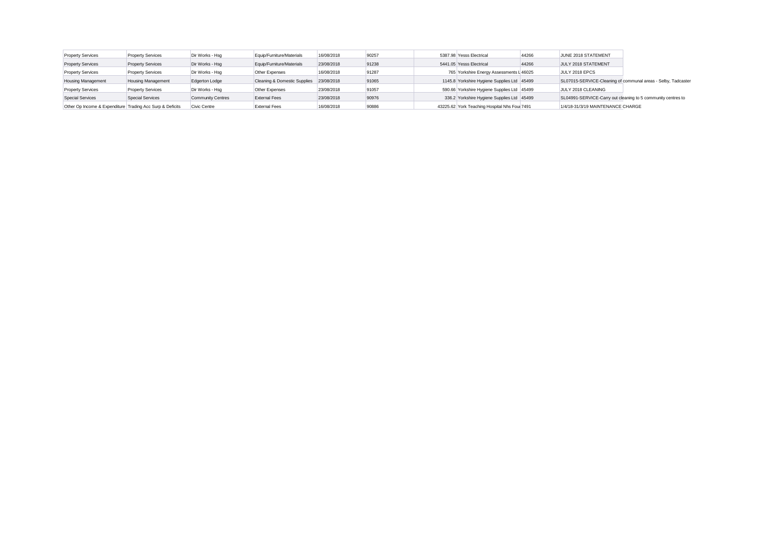| | | | | | | | | | |
|---|---|---|---|---|---|---|---|---|---|
| Property Services | Property Services | Dir Works - Hsg | Equip/Furniture/Materials | 16/08/2018 | 90257 | 5387.98 | Yesss Electrical | 44266 | JUNE 2018 STATEMENT |
| Property Services | Property Services | Dir Works - Hsg | Equip/Furniture/Materials | 23/08/2018 | 91238 | 5441.05 | Yesss Electrical | 44266 | JULY 2018 STATEMENT |
| Property Services | Property Services | Dir Works - Hsg | Other Expenses | 16/08/2018 | 91287 | 765 | Yorkshire Energy Assessments L | 46025 | JULY 2018 EPCS |
| Housing Management | Housing Management | Edgerton Lodge | Cleaning & Domestic Supplies | 23/08/2018 | 91065 | 1145.8 | Yorkshire Hygiene Supplies Ltd | 45499 | SL07015-SERVICE-Cleaning of communal areas - Selby, Tadcaster |
| Property Services | Property Services | Dir Works - Hsg | Other Expenses | 23/08/2018 | 91057 | 590.66 | Yorkshire Hygiene Supplies Ltd | 45499 | JULY 2018 CLEANING |
| Special Services | Special Services | Community Centres | External Fees | 23/08/2018 | 90976 | 336.2 | Yorkshire Hygiene Supplies Ltd | 45499 | SL04991-SERVICE-Carry out cleaning to 5 community centres to |
| Other Op Income & Expenditure | Trading Acc Surp & Deficits | Civic Centre | External Fees | 16/08/2018 | 90886 | 43225.62 | York Teaching Hospital Nhs Four | 7491 | 1/4/18-31/3/19 MAINTENANCE CHARGE |